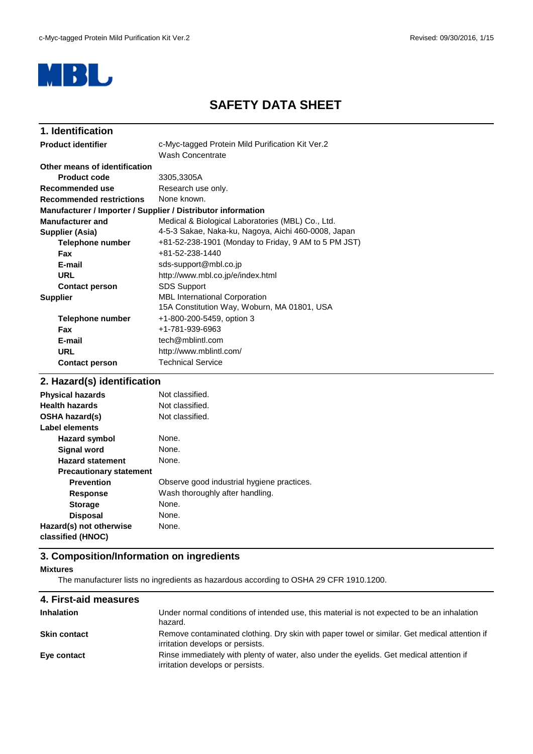MBL

# SAFETY DATA SHEET

## 1. Identification

| | |
|---|---|
| **Product identifier** | c-Myc-tagged Protein Mild Purification Kit Ver.2<br>Wash Concentrate |
| **Other means of identification** | |
| **Product code** | 3305,3305A |
| **Recommended use** | Research use only. |
| **Recommended restrictions** | None known. |
| **Manufacturer / Importer / Supplier / Distributor information** | |
| **Manufacturer and Supplier (Asia)** | Medical & Biological Laboratories (MBL) Co., Ltd.<br>4-5-3 Sakae, Naka-ku, Nagoya, Aichi 460-0008, Japan |
| **Telephone number** | +81-52-238-1901 (Monday to Friday, 9 AM to 5 PM JST) |
| **Fax** | +81-52-238-1440 |
| **E-mail** | sds-support@mbl.co.jp |
| **URL** | http://www.mbl.co.jp/e/index.html |
| **Contact person** | SDS Support |
| **Supplier** | MBL International Corporation<br>15A Constitution Way, Woburn, MA 01801, USA |
| **Telephone number** | +1-800-200-5459, option 3 |
| **Fax** | +1-781-939-6963 |
| **E-mail** | tech@mblintl.com |
| **URL** | http://www.mblintl.com/ |
| **Contact person** | Technical Service |

## 2. Hazard(s) identification

| | |
|---|---|
| **Physical hazards** | Not classified. |
| **Health hazards** | Not classified. |
| **OSHA hazard(s)** | Not classified. |
| **Label elements** | |
| **Hazard symbol** | None. |
| **Signal word** | None. |
| **Hazard statement** | None. |
| **Precautionary statement** | |
| **Prevention** | Observe good industrial hygiene practices. |
| **Response** | Wash thoroughly after handling. |
| **Storage** | None. |
| **Disposal** | None. |
| **Hazard(s) not otherwise classified (HNOC)** | None. |

## 3. Composition/Information on ingredients

**Mixtures**

The manufacturer lists no ingredients as hazardous according to OSHA 29 CFR 1910.1200.

## 4. First-aid measures

| | |
|---|---|
| **Inhalation** | Under normal conditions of intended use, this material is not expected to be an inhalation hazard. |
| **Skin contact** | Remove contaminated clothing. Dry skin with paper towel or similar. Get medical attention if irritation develops or persists. |
| **Eye contact** | Rinse immediately with plenty of water, also under the eyelids. Get medical attention if irritation develops or persists. |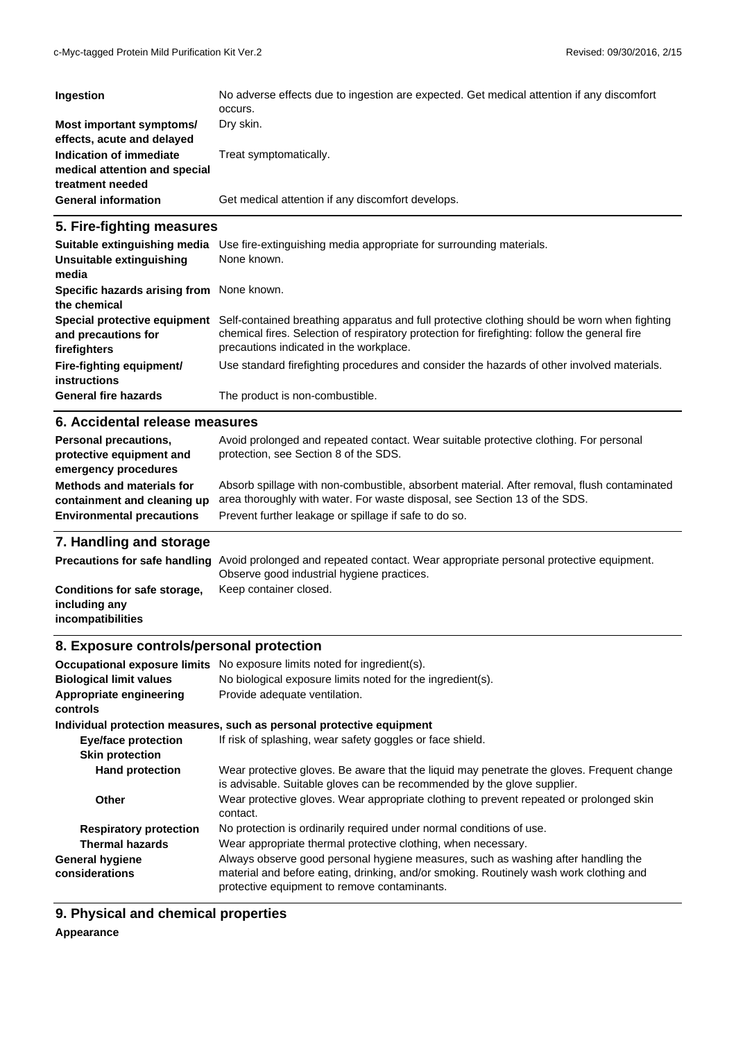| | |
|---|---|
| **Ingestion** | No adverse effects due to ingestion are expected. Get medical attention if any discomfort occurs. |
| **Most important symptoms/ effects, acute and delayed** | Dry skin. |
| **Indication of immediate medical attention and special treatment needed** | Treat symptomatically. |
| **General information** | Get medical attention if any discomfort develops. |

## 5. Fire-fighting measures

| | |
|---|---|
| **Suitable extinguishing media** | Use fire-extinguishing media appropriate for surrounding materials. |
| **Unsuitable extinguishing media** | None known. |
| **Specific hazards arising from the chemical** | None known. |
| **Special protective equipment and precautions for firefighters** | Self-contained breathing apparatus and full protective clothing should be worn when fighting chemical fires. Selection of respiratory protection for firefighting: follow the general fire precautions indicated in the workplace. |
| **Fire-fighting equipment/ instructions** | Use standard firefighting procedures and consider the hazards of other involved materials. |
| **General fire hazards** | The product is non-combustible. |

## 6. Accidental release measures

| | |
|---|---|
| **Personal precautions, protective equipment and emergency procedures** | Avoid prolonged and repeated contact. Wear suitable protective clothing. For personal protection, see Section 8 of the SDS. |
| **Methods and materials for containment and cleaning up** | Absorb spillage with non-combustible, absorbent material. After removal, flush contaminated area thoroughly with water. For waste disposal, see Section 13 of the SDS. |
| **Environmental precautions** | Prevent further leakage or spillage if safe to do so. |

## 7. Handling and storage

| | |
|---|---|
| **Precautions for safe handling** | Avoid prolonged and repeated contact. Wear appropriate personal protective equipment. Observe good industrial hygiene practices. |
| **Conditions for safe storage, including any incompatibilities** | Keep container closed. |

## 8. Exposure controls/personal protection

| | |
|---|---|
| **Occupational exposure limits** | No exposure limits noted for ingredient(s). |
| **Biological limit values** | No biological exposure limits noted for the ingredient(s). |
| **Appropriate engineering controls** | Provide adequate ventilation. |

**Individual protection measures, such as personal protective equipment**

| | |
|---|---|
| **Eye/face protection** | If risk of splashing, wear safety goggles or face shield. |
| **Skin protection** | |
| **Hand protection** | Wear protective gloves. Be aware that the liquid may penetrate the gloves. Frequent change is advisable. Suitable gloves can be recommended by the glove supplier. |
| **Other** | Wear protective gloves. Wear appropriate clothing to prevent repeated or prolonged skin contact. |
| **Respiratory protection** | No protection is ordinarily required under normal conditions of use. |
| **Thermal hazards** | Wear appropriate thermal protective clothing, when necessary. |
| **General hygiene considerations** | Always observe good personal hygiene measures, such as washing after handling the material and before eating, drinking, and/or smoking. Routinely wash work clothing and protective equipment to remove contaminants. |

## 9. Physical and chemical properties

**Appearance**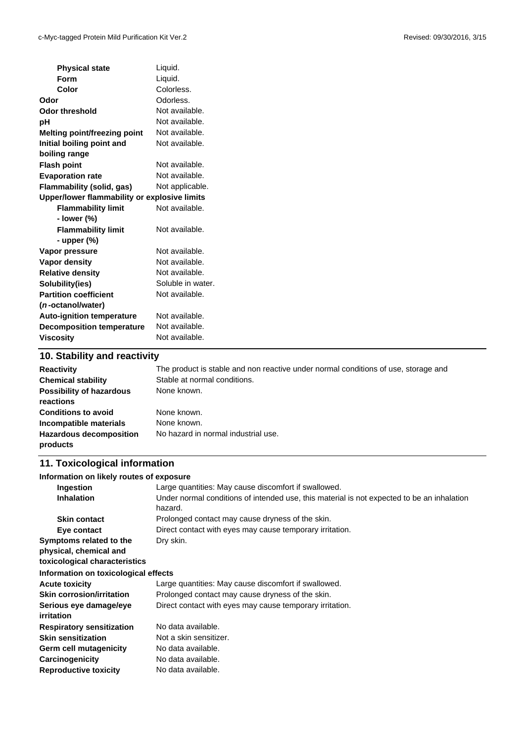| | |
|---|---|
| **Physical state** | Liquid. |
| **Form** | Liquid. |
| **Color** | Colorless. |
| **Odor** | Odorless. |
| **Odor threshold** | Not available. |
| **pH** | Not available. |
| **Melting point/freezing point** | Not available. |
| **Initial boiling point and boiling range** | Not available. |
| **Flash point** | Not available. |
| **Evaporation rate** | Not available. |
| **Flammability (solid, gas)** | Not applicable. |
| **Upper/lower flammability or explosive limits** | |
| **Flammability limit - lower (%)** | Not available. |
| **Flammability limit - upper (%)** | Not available. |
| **Vapor pressure** | Not available. |
| **Vapor density** | Not available. |
| **Relative density** | Not available. |
| **Solubility(ies)** | Soluble in water. |
| **Partition coefficient (*n*-octanol/water)** | Not available. |
| **Auto-ignition temperature** | Not available. |
| **Decomposition temperature** | Not available. |
| **Viscosity** | Not available. |

## 10. Stability and reactivity

| | |
|---|---|
| **Reactivity** | The product is stable and non reactive under normal conditions of use, storage and |
| **Chemical stability** | Stable at normal conditions. |
| **Possibility of hazardous reactions** | None known. |
| **Conditions to avoid** | None known. |
| **Incompatible materials** | None known. |
| **Hazardous decomposition products** | No hazard in normal industrial use. |

## 11. Toxicological information

**Information on likely routes of exposure**

| | |
|---|---|
| **Ingestion** | Large quantities: May cause discomfort if swallowed. |
| **Inhalation** | Under normal conditions of intended use, this material is not expected to be an inhalation hazard. |
| **Skin contact** | Prolonged contact may cause dryness of the skin. |
| **Eye contact** | Direct contact with eyes may cause temporary irritation. |
| **Symptoms related to the physical, chemical and toxicological characteristics** | Dry skin. |

**Information on toxicological effects**

| | |
|---|---|
| **Acute toxicity** | Large quantities: May cause discomfort if swallowed. |
| **Skin corrosion/irritation** | Prolonged contact may cause dryness of the skin. |
| **Serious eye damage/eye irritation** | Direct contact with eyes may cause temporary irritation. |
| **Respiratory sensitization** | No data available. |
| **Skin sensitization** | Not a skin sensitizer. |
| **Germ cell mutagenicity** | No data available. |
| **Carcinogenicity** | No data available. |
| **Reproductive toxicity** | No data available. |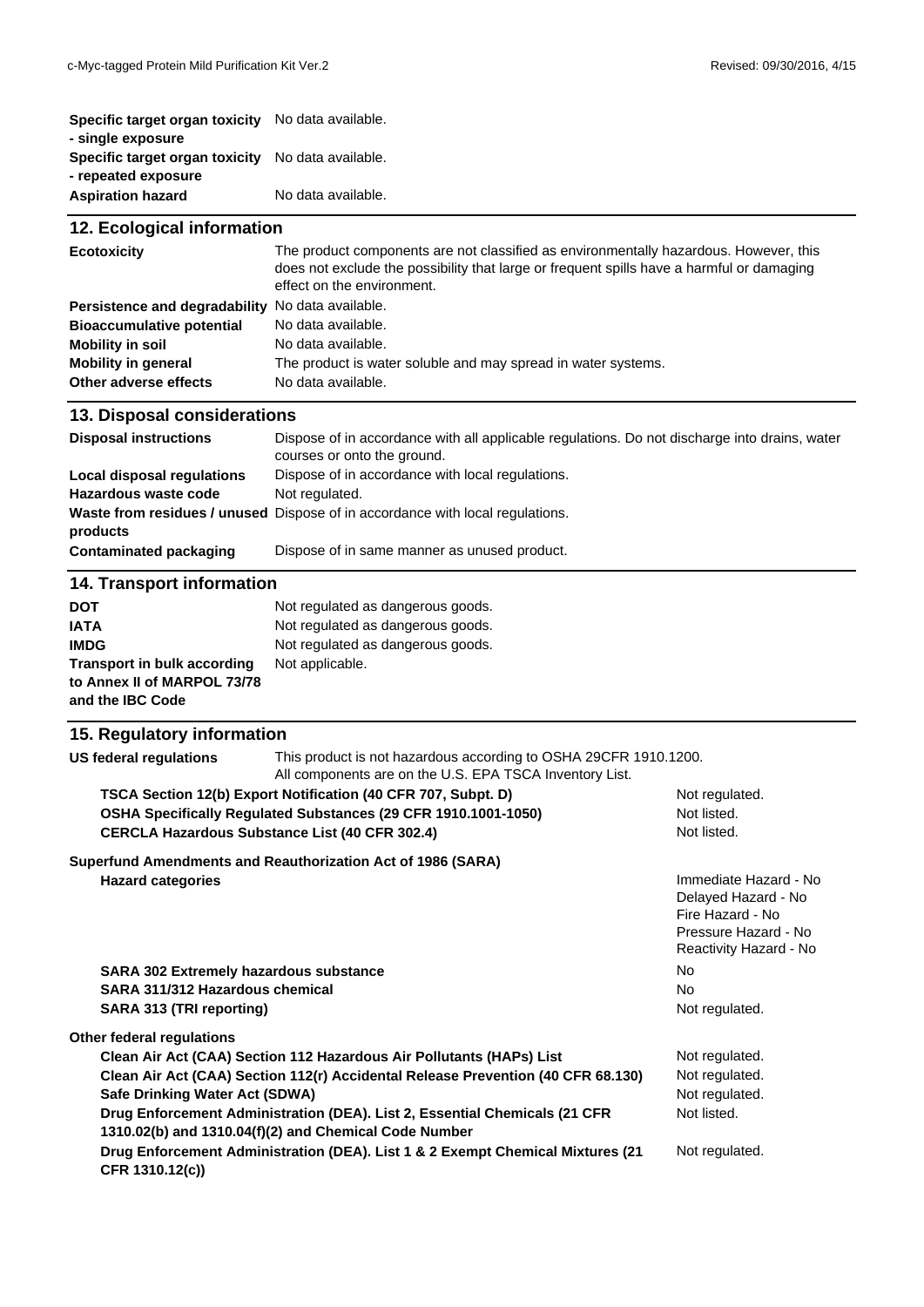| | |
|---|---|
| **Specific target organ toxicity - single exposure** | No data available. |
| **Specific target organ toxicity - repeated exposure** | No data available. |
| **Aspiration hazard** | No data available. |

## 12. Ecological information

| | |
|---|---|
| **Ecotoxicity** | The product components are not classified as environmentally hazardous. However, this does not exclude the possibility that large or frequent spills have a harmful or damaging effect on the environment. |
| **Persistence and degradability** | No data available. |
| **Bioaccumulative potential** | No data available. |
| **Mobility in soil** | No data available. |
| **Mobility in general** | The product is water soluble and may spread in water systems. |
| **Other adverse effects** | No data available. |

## 13. Disposal considerations

| | |
|---|---|
| **Disposal instructions** | Dispose of in accordance with all applicable regulations. Do not discharge into drains, water courses or onto the ground. |
| **Local disposal regulations** | Dispose of in accordance with local regulations. |
| **Hazardous waste code** | Not regulated. |
| **Waste from residues / unused products** | Dispose of in accordance with local regulations. |
| **Contaminated packaging** | Dispose of in same manner as unused product. |

## 14. Transport information

| | |
|---|---|
| **DOT** | Not regulated as dangerous goods. |
| **IATA** | Not regulated as dangerous goods. |
| **IMDG** | Not regulated as dangerous goods. |
| **Transport in bulk according to Annex II of MARPOL 73/78 and the IBC Code** | Not applicable. |

## 15. Regulatory information

**US federal regulations** This product is not hazardous according to OSHA 29CFR 1910.1200. All components are on the U.S. EPA TSCA Inventory List.

| | |
|---|---|
| **TSCA Section 12(b) Export Notification (40 CFR 707, Subpt. D)** | Not regulated. |
| **OSHA Specifically Regulated Substances (29 CFR 1910.1001-1050)** | Not listed. |
| **CERCLA Hazardous Substance List (40 CFR 302.4)** | Not listed. |

**Superfund Amendments and Reauthorization Act of 1986 (SARA)**

| | |
|---|---|
| **Hazard categories** | Immediate Hazard - No<br>Delayed Hazard - No<br>Fire Hazard - No<br>Pressure Hazard - No<br>Reactivity Hazard - No |
| **SARA 302 Extremely hazardous substance** | No |
| **SARA 311/312 Hazardous chemical** | No |
| **SARA 313 (TRI reporting)** | Not regulated. |

**Other federal regulations**

| | |
|---|---|
| **Clean Air Act (CAA) Section 112 Hazardous Air Pollutants (HAPs) List** | Not regulated. |
| **Clean Air Act (CAA) Section 112(r) Accidental Release Prevention (40 CFR 68.130)** | Not regulated. |
| **Safe Drinking Water Act (SDWA)** | Not regulated. |
| **Drug Enforcement Administration (DEA). List 2, Essential Chemicals (21 CFR 1310.02(b) and 1310.04(f)(2) and Chemical Code Number** | Not listed. |
| **Drug Enforcement Administration (DEA). List 1 & 2 Exempt Chemical Mixtures (21 CFR 1310.12(c))** | Not regulated. |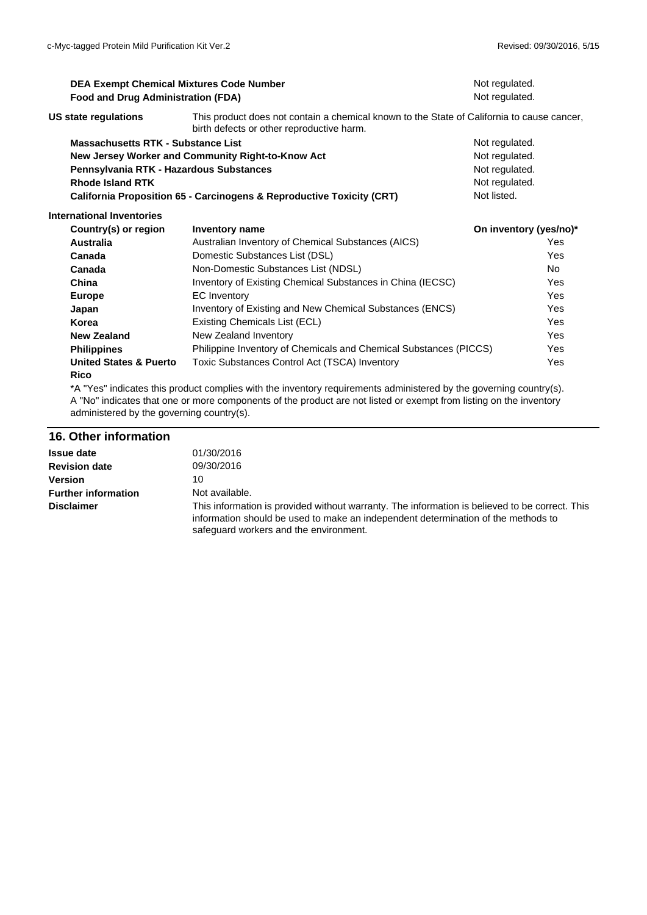| | |
|---|---|
| **DEA Exempt Chemical Mixtures Code Number** | Not regulated. |
| **Food and Drug Administration (FDA)** | Not regulated. |

**US state regulations** This product does not contain a chemical known to the State of California to cause cancer, birth defects or other reproductive harm.

| | |
|---|---|
| **Massachusetts RTK - Substance List** | Not regulated. |
| **New Jersey Worker and Community Right-to-Know Act** | Not regulated. |
| **Pennsylvania RTK - Hazardous Substances** | Not regulated. |
| **Rhode Island RTK** | Not regulated. |
| **California Proposition 65 - Carcinogens & Reproductive Toxicity (CRT)** | Not listed. |

**International Inventories**

| Country(s) or region | Inventory name | On inventory (yes/no)* |
|---|---|---|
| **Australia** | Australian Inventory of Chemical Substances (AICS) | Yes |
| **Canada** | Domestic Substances List (DSL) | Yes |
| **Canada** | Non-Domestic Substances List (NDSL) | No |
| **China** | Inventory of Existing Chemical Substances in China (IECSC) | Yes |
| **Europe** | EC Inventory | Yes |
| **Japan** | Inventory of Existing and New Chemical Substances (ENCS) | Yes |
| **Korea** | Existing Chemicals List (ECL) | Yes |
| **New Zealand** | New Zealand Inventory | Yes |
| **Philippines** | Philippine Inventory of Chemicals and Chemical Substances (PICCS) | Yes |
| **United States & Puerto Rico** | Toxic Substances Control Act (TSCA) Inventory | Yes |

*A "Yes" indicates this product complies with the inventory requirements administered by the governing country(s).
A "No" indicates that one or more components of the product are not listed or exempt from listing on the inventory administered by the governing country(s).

## 16. Other information

| | |
|---|---|
| **Issue date** | 01/30/2016 |
| **Revision date** | 09/30/2016 |
| **Version** | 10 |
| **Further information** | Not available. |
| **Disclaimer** | This information is provided without warranty. The information is believed to be correct. This information should be used to make an independent determination of the methods to safeguard workers and the environment. |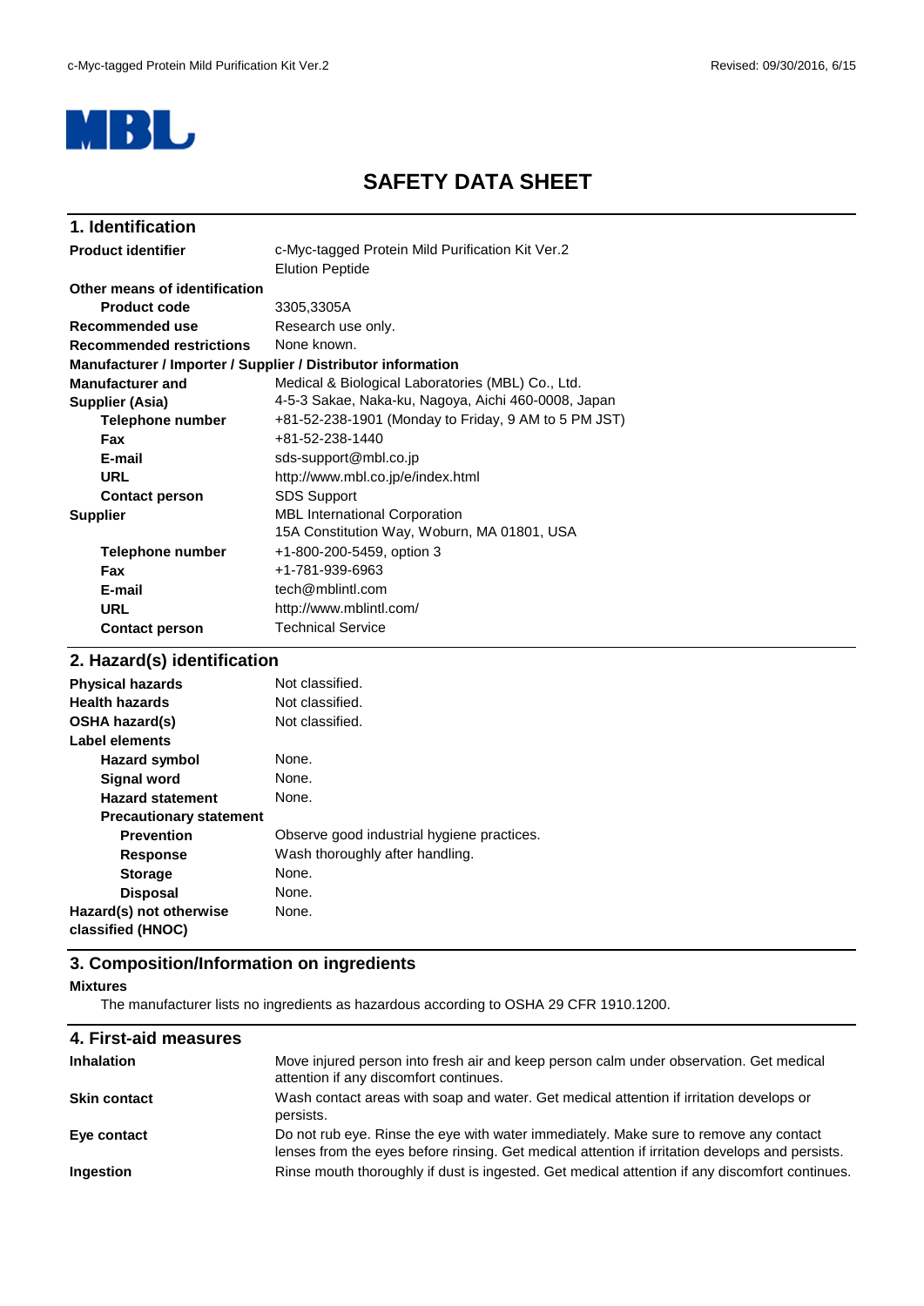MBL

# SAFETY DATA SHEET

## 1. Identification

| | |
|---|---|
| **Product identifier** | c-Myc-tagged Protein Mild Purification Kit Ver.2<br>Elution Peptide |
| **Other means of identification** | |
| **Product code** | 3305,3305A |
| **Recommended use** | Research use only. |
| **Recommended restrictions** | None known. |
| **Manufacturer / Importer / Supplier / Distributor information** | |
| **Manufacturer and Supplier (Asia)** | Medical & Biological Laboratories (MBL) Co., Ltd.<br>4-5-3 Sakae, Naka-ku, Nagoya, Aichi 460-0008, Japan |
| **Telephone number** | +81-52-238-1901 (Monday to Friday, 9 AM to 5 PM JST) |
| **Fax** | +81-52-238-1440 |
| **E-mail** | sds-support@mbl.co.jp |
| **URL** | http://www.mbl.co.jp/e/index.html |
| **Contact person** | SDS Support |
| **Supplier** | MBL International Corporation<br>15A Constitution Way, Woburn, MA 01801, USA |
| **Telephone number** | +1-800-200-5459, option 3 |
| **Fax** | +1-781-939-6963 |
| **E-mail** | tech@mblintl.com |
| **URL** | http://www.mblintl.com/ |
| **Contact person** | Technical Service |

## 2. Hazard(s) identification

| | |
|---|---|
| **Physical hazards** | Not classified. |
| **Health hazards** | Not classified. |
| **OSHA hazard(s)** | Not classified. |
| **Label elements** | |
| **Hazard symbol** | None. |
| **Signal word** | None. |
| **Hazard statement** | None. |
| **Precautionary statement** | |
| **Prevention** | Observe good industrial hygiene practices. |
| **Response** | Wash thoroughly after handling. |
| **Storage** | None. |
| **Disposal** | None. |
| **Hazard(s) not otherwise classified (HNOC)** | None. |

## 3. Composition/Information on ingredients

**Mixtures**

The manufacturer lists no ingredients as hazardous according to OSHA 29 CFR 1910.1200.

## 4. First-aid measures

| | |
|---|---|
| **Inhalation** | Move injured person into fresh air and keep person calm under observation. Get medical attention if any discomfort continues. |
| **Skin contact** | Wash contact areas with soap and water. Get medical attention if irritation develops or persists. |
| **Eye contact** | Do not rub eye. Rinse the eye with water immediately. Make sure to remove any contact lenses from the eyes before rinsing. Get medical attention if irritation develops and persists. |
| **Ingestion** | Rinse mouth thoroughly if dust is ingested. Get medical attention if any discomfort continues. |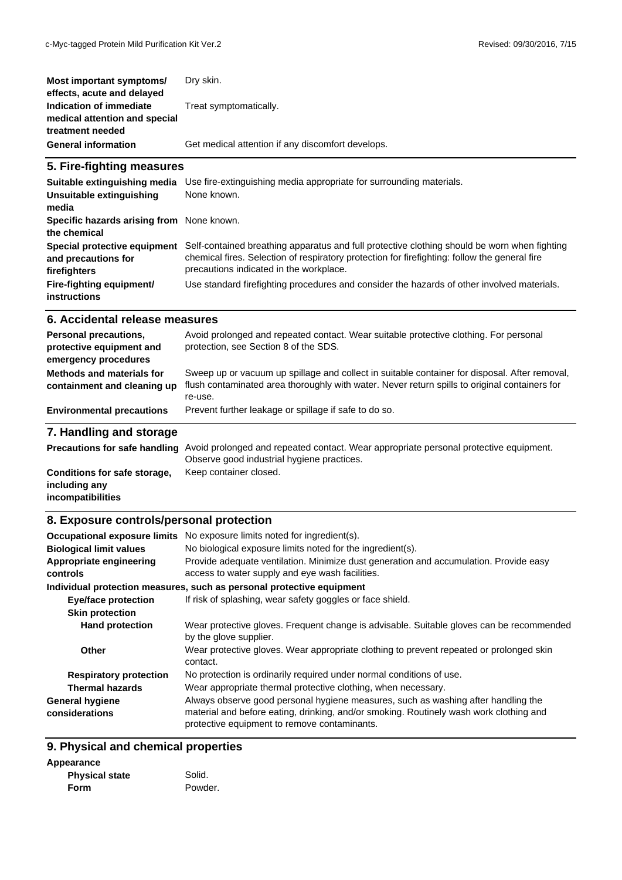| | |
|---|---|
| **Most important symptoms/ effects, acute and delayed** | Dry skin. |
| **Indication of immediate medical attention and special treatment needed** | Treat symptomatically. |
| **General information** | Get medical attention if any discomfort develops. |

## 5. Fire-fighting measures

| | |
|---|---|
| **Suitable extinguishing media** | Use fire-extinguishing media appropriate for surrounding materials. |
| **Unsuitable extinguishing media** | None known. |
| **Specific hazards arising from the chemical** | None known. |
| **Special protective equipment and precautions for firefighters** | Self-contained breathing apparatus and full protective clothing should be worn when fighting chemical fires. Selection of respiratory protection for firefighting: follow the general fire precautions indicated in the workplace. |
| **Fire-fighting equipment/ instructions** | Use standard firefighting procedures and consider the hazards of other involved materials. |

## 6. Accidental release measures

| | |
|---|---|
| **Personal precautions, protective equipment and emergency procedures** | Avoid prolonged and repeated contact. Wear suitable protective clothing. For personal protection, see Section 8 of the SDS. |
| **Methods and materials for containment and cleaning up** | Sweep up or vacuum up spillage and collect in suitable container for disposal. After removal, flush contaminated area thoroughly with water. Never return spills to original containers for re-use. |
| **Environmental precautions** | Prevent further leakage or spillage if safe to do so. |

## 7. Handling and storage

| | |
|---|---|
| **Precautions for safe handling** | Avoid prolonged and repeated contact. Wear appropriate personal protective equipment. Observe good industrial hygiene practices. |
| **Conditions for safe storage, including any incompatibilities** | Keep container closed. |

## 8. Exposure controls/personal protection

| | |
|---|---|
| **Occupational exposure limits** | No exposure limits noted for ingredient(s). |
| **Biological limit values** | No biological exposure limits noted for the ingredient(s). |
| **Appropriate engineering controls** | Provide adequate ventilation. Minimize dust generation and accumulation. Provide easy access to water supply and eye wash facilities. |

**Individual protection measures, such as personal protective equipment**

| | |
|---|---|
| **Eye/face protection** | If risk of splashing, wear safety goggles or face shield. |
| **Skin protection** | |
| **Hand protection** | Wear protective gloves. Frequent change is advisable. Suitable gloves can be recommended by the glove supplier. |
| **Other** | Wear protective gloves. Wear appropriate clothing to prevent repeated or prolonged skin contact. |
| **Respiratory protection** | No protection is ordinarily required under normal conditions of use. |
| **Thermal hazards** | Wear appropriate thermal protective clothing, when necessary. |
| **General hygiene considerations** | Always observe good personal hygiene measures, such as washing after handling the material and before eating, drinking, and/or smoking. Routinely wash work clothing and protective equipment to remove contaminants. |

## 9. Physical and chemical properties

**Appearance**

| | |
|---|---|
| **Physical state** | Solid. |
| **Form** | Powder. |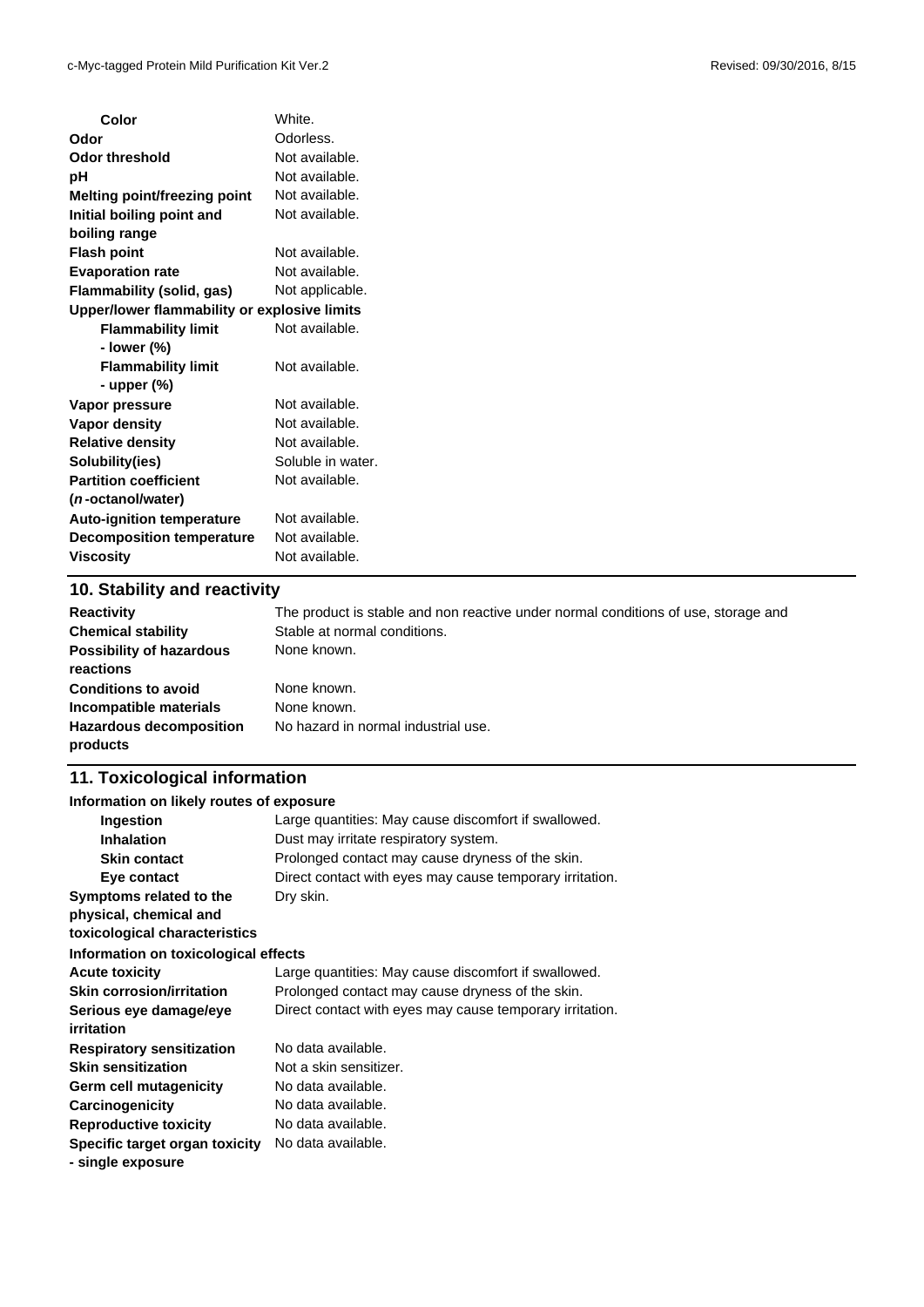| | |
|---|---|
| **Color** | White. |
| **Odor** | Odorless. |
| **Odor threshold** | Not available. |
| **pH** | Not available. |
| **Melting point/freezing point** | Not available. |
| **Initial boiling point and boiling range** | Not available. |
| **Flash point** | Not available. |
| **Evaporation rate** | Not available. |
| **Flammability (solid, gas)** | Not applicable. |
| **Upper/lower flammability or explosive limits** | |
| **Flammability limit - lower (%)** | Not available. |
| **Flammability limit - upper (%)** | Not available. |
| **Vapor pressure** | Not available. |
| **Vapor density** | Not available. |
| **Relative density** | Not available. |
| **Solubility(ies)** | Soluble in water. |
| **Partition coefficient (*n*-octanol/water)** | Not available. |
| **Auto-ignition temperature** | Not available. |
| **Decomposition temperature** | Not available. |
| **Viscosity** | Not available. |

## 10. Stability and reactivity

| | |
|---|---|
| **Reactivity** | The product is stable and non reactive under normal conditions of use, storage and |
| **Chemical stability** | Stable at normal conditions. |
| **Possibility of hazardous reactions** | None known. |
| **Conditions to avoid** | None known. |
| **Incompatible materials** | None known. |
| **Hazardous decomposition products** | No hazard in normal industrial use. |

## 11. Toxicological information

**Information on likely routes of exposure**

| | |
|---|---|
| **Ingestion** | Large quantities: May cause discomfort if swallowed. |
| **Inhalation** | Dust may irritate respiratory system. |
| **Skin contact** | Prolonged contact may cause dryness of the skin. |
| **Eye contact** | Direct contact with eyes may cause temporary irritation. |
| **Symptoms related to the physical, chemical and toxicological characteristics** | Dry skin. |

**Information on toxicological effects**

| | |
|---|---|
| **Acute toxicity** | Large quantities: May cause discomfort if swallowed. |
| **Skin corrosion/irritation** | Prolonged contact may cause dryness of the skin. |
| **Serious eye damage/eye irritation** | Direct contact with eyes may cause temporary irritation. |
| **Respiratory sensitization** | No data available. |
| **Skin sensitization** | Not a skin sensitizer. |
| **Germ cell mutagenicity** | No data available. |
| **Carcinogenicity** | No data available. |
| **Reproductive toxicity** | No data available. |
| **Specific target organ toxicity - single exposure** | No data available. |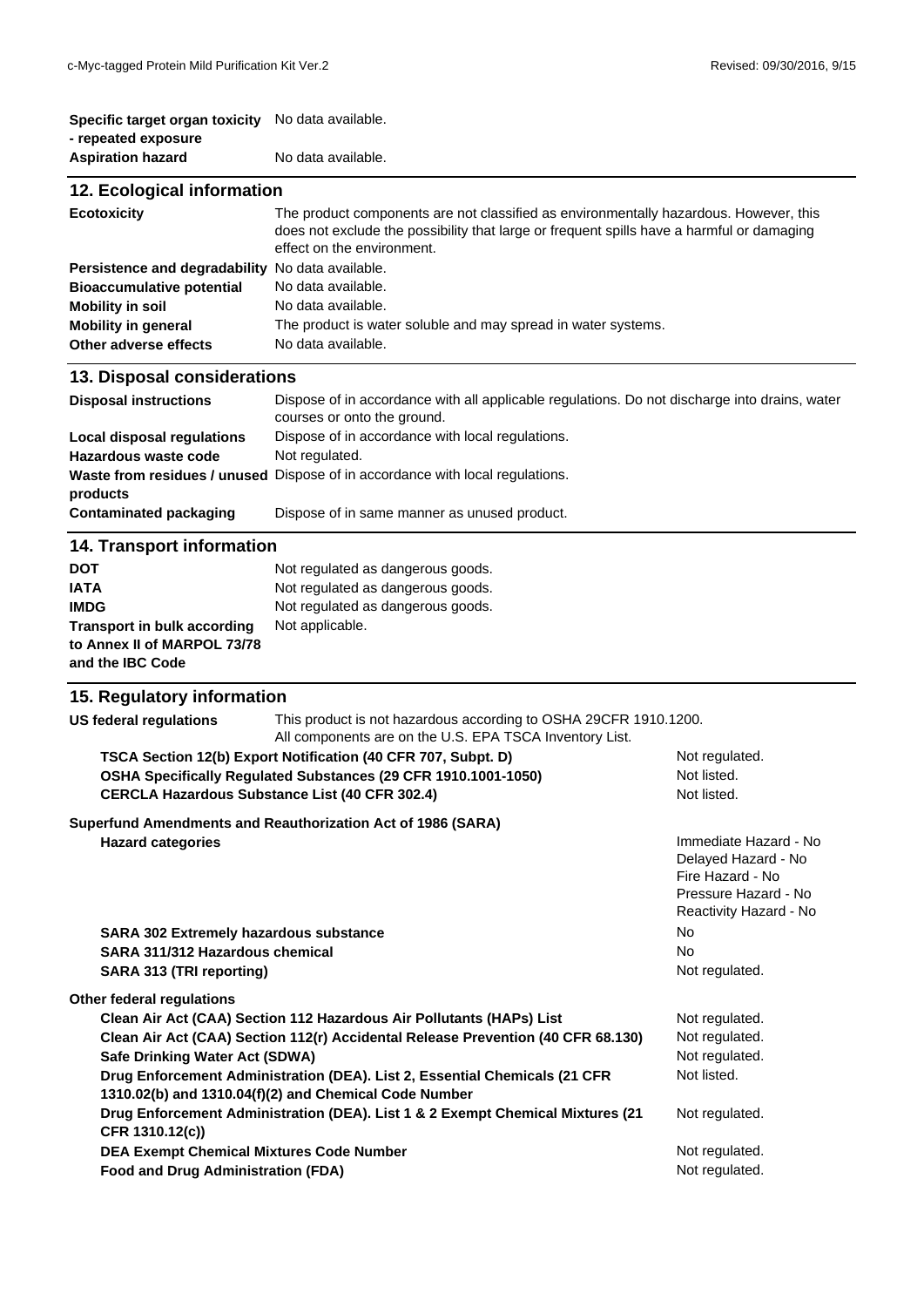| | |
|---|---|
| **Specific target organ toxicity - repeated exposure** | No data available. |
| **Aspiration hazard** | No data available. |

## 12. Ecological information

| | |
|---|---|
| **Ecotoxicity** | The product components are not classified as environmentally hazardous. However, this does not exclude the possibility that large or frequent spills have a harmful or damaging effect on the environment. |
| **Persistence and degradability** | No data available. |
| **Bioaccumulative potential** | No data available. |
| **Mobility in soil** | No data available. |
| **Mobility in general** | The product is water soluble and may spread in water systems. |
| **Other adverse effects** | No data available. |

## 13. Disposal considerations

| | |
|---|---|
| **Disposal instructions** | Dispose of in accordance with all applicable regulations. Do not discharge into drains, water courses or onto the ground. |
| **Local disposal regulations** | Dispose of in accordance with local regulations. |
| **Hazardous waste code** | Not regulated. |
| **Waste from residues / unused products** | Dispose of in accordance with local regulations. |
| **Contaminated packaging** | Dispose of in same manner as unused product. |

## 14. Transport information

| | |
|---|---|
| **DOT** | Not regulated as dangerous goods. |
| **IATA** | Not regulated as dangerous goods. |
| **IMDG** | Not regulated as dangerous goods. |
| **Transport in bulk according to Annex II of MARPOL 73/78 and the IBC Code** | Not applicable. |

## 15. Regulatory information

**US federal regulations** This product is not hazardous according to OSHA 29CFR 1910.1200. All components are on the U.S. EPA TSCA Inventory List.

| | |
|---|---|
| **TSCA Section 12(b) Export Notification (40 CFR 707, Subpt. D)** | Not regulated. |
| **OSHA Specifically Regulated Substances (29 CFR 1910.1001-1050)** | Not listed. |
| **CERCLA Hazardous Substance List (40 CFR 302.4)** | Not listed. |

**Superfund Amendments and Reauthorization Act of 1986 (SARA)**

| | |
|---|---|
| **Hazard categories** | Immediate Hazard - No<br>Delayed Hazard - No<br>Fire Hazard - No<br>Pressure Hazard - No<br>Reactivity Hazard - No |
| **SARA 302 Extremely hazardous substance** | No |
| **SARA 311/312 Hazardous chemical** | No |
| **SARA 313 (TRI reporting)** | Not regulated. |

**Other federal regulations**

| | |
|---|---|
| **Clean Air Act (CAA) Section 112 Hazardous Air Pollutants (HAPs) List** | Not regulated. |
| **Clean Air Act (CAA) Section 112(r) Accidental Release Prevention (40 CFR 68.130)** | Not regulated. |
| **Safe Drinking Water Act (SDWA)** | Not regulated. |
| **Drug Enforcement Administration (DEA). List 2, Essential Chemicals (21 CFR 1310.02(b) and 1310.04(f)(2) and Chemical Code Number** | Not listed. |
| **Drug Enforcement Administration (DEA). List 1 & 2 Exempt Chemical Mixtures (21 CFR 1310.12(c))** | Not regulated. |
| **DEA Exempt Chemical Mixtures Code Number** | Not regulated. |
| **Food and Drug Administration (FDA)** | Not regulated. |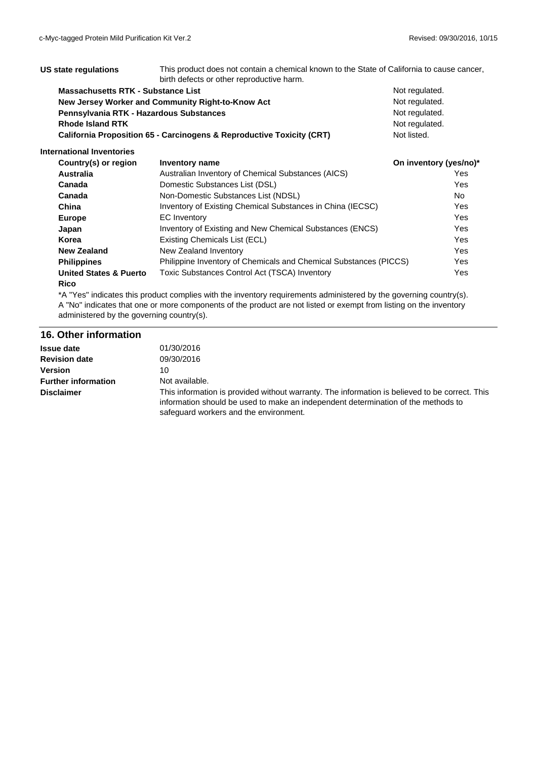**US state regulations** This product does not contain a chemical known to the State of California to cause cancer, birth defects or other reproductive harm.

| | |
|---|---|
| **Massachusetts RTK - Substance List** | Not regulated. |
| **New Jersey Worker and Community Right-to-Know Act** | Not regulated. |
| **Pennsylvania RTK - Hazardous Substances** | Not regulated. |
| **Rhode Island RTK** | Not regulated. |
| **California Proposition 65 - Carcinogens & Reproductive Toxicity (CRT)** | Not listed. |

**International Inventories**

| Country(s) or region | Inventory name | On inventory (yes/no)* |
|---|---|---|
| **Australia** | Australian Inventory of Chemical Substances (AICS) | Yes |
| **Canada** | Domestic Substances List (DSL) | Yes |
| **Canada** | Non-Domestic Substances List (NDSL) | No |
| **China** | Inventory of Existing Chemical Substances in China (IECSC) | Yes |
| **Europe** | EC Inventory | Yes |
| **Japan** | Inventory of Existing and New Chemical Substances (ENCS) | Yes |
| **Korea** | Existing Chemicals List (ECL) | Yes |
| **New Zealand** | New Zealand Inventory | Yes |
| **Philippines** | Philippine Inventory of Chemicals and Chemical Substances (PICCS) | Yes |
| **United States & Puerto Rico** | Toxic Substances Control Act (TSCA) Inventory | Yes |

*A "Yes" indicates this product complies with the inventory requirements administered by the governing country(s).
A "No" indicates that one or more components of the product are not listed or exempt from listing on the inventory administered by the governing country(s).

## 16. Other information

| | |
|---|---|
| **Issue date** | 01/30/2016 |
| **Revision date** | 09/30/2016 |
| **Version** | 10 |
| **Further information** | Not available. |
| **Disclaimer** | This information is provided without warranty. The information is believed to be correct. This information should be used to make an independent determination of the methods to safeguard workers and the environment. |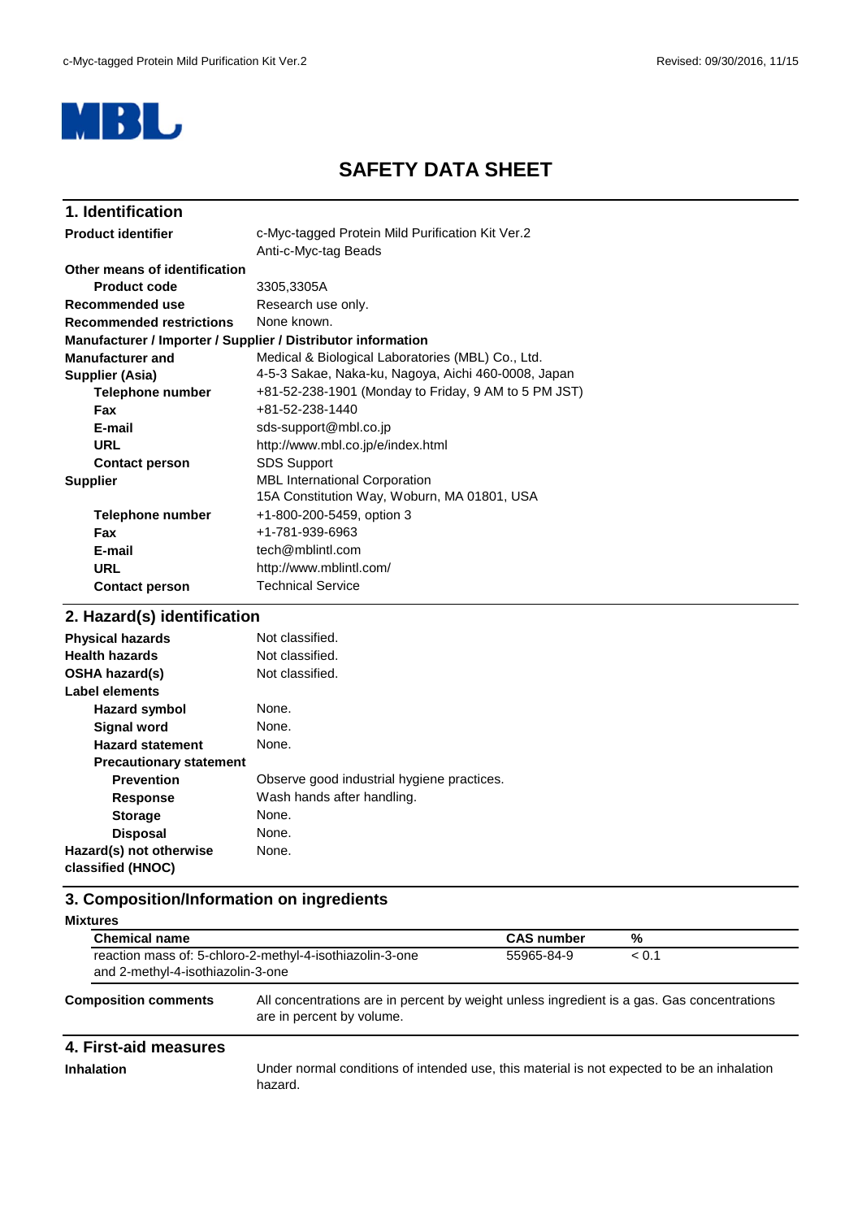MBL

# SAFETY DATA SHEET

## 1. Identification

| | |
|---|---|
| **Product identifier** | c-Myc-tagged Protein Mild Purification Kit Ver.2<br>Anti-c-Myc-tag Beads |
| **Other means of identification** | |
| **Product code** | 3305,3305A |
| **Recommended use** | Research use only. |
| **Recommended restrictions** | None known. |

**Manufacturer / Importer / Supplier / Distributor information**

| | |
|---|---|
| **Manufacturer and Supplier (Asia)** | Medical & Biological Laboratories (MBL) Co., Ltd.<br>4-5-3 Sakae, Naka-ku, Nagoya, Aichi 460-0008, Japan |
| **Telephone number** | +81-52-238-1901 (Monday to Friday, 9 AM to 5 PM JST) |
| **Fax** | +81-52-238-1440 |
| **E-mail** | sds-support@mbl.co.jp |
| **URL** | http://www.mbl.co.jp/e/index.html |
| **Contact person** | SDS Support |
| **Supplier** | MBL International Corporation<br>15A Constitution Way, Woburn, MA 01801, USA |
| **Telephone number** | +1-800-200-5459, option 3 |
| **Fax** | +1-781-939-6963 |
| **E-mail** | tech@mblintl.com |
| **URL** | http://www.mblintl.com/ |
| **Contact person** | Technical Service |

## 2. Hazard(s) identification

| | |
|---|---|
| **Physical hazards** | Not classified. |
| **Health hazards** | Not classified. |
| **OSHA hazard(s)** | Not classified. |
| **Label elements** | |
| **Hazard symbol** | None. |
| **Signal word** | None. |
| **Hazard statement** | None. |
| **Precautionary statement** | |
| **Prevention** | Observe good industrial hygiene practices. |
| **Response** | Wash hands after handling. |
| **Storage** | None. |
| **Disposal** | None. |
| **Hazard(s) not otherwise classified (HNOC)** | None. |

## 3. Composition/Information on ingredients

**Mixtures**

| Chemical name | CAS number | % |
|---|---|---|
| reaction mass of: 5-chloro-2-methyl-4-isothiazolin-3-one and 2-methyl-4-isothiazolin-3-one | 55965-84-9 | < 0.1 |

**Composition comments** All concentrations are in percent by weight unless ingredient is a gas. Gas concentrations are in percent by volume.

## 4. First-aid measures

**Inhalation** Under normal conditions of intended use, this material is not expected to be an inhalation hazard.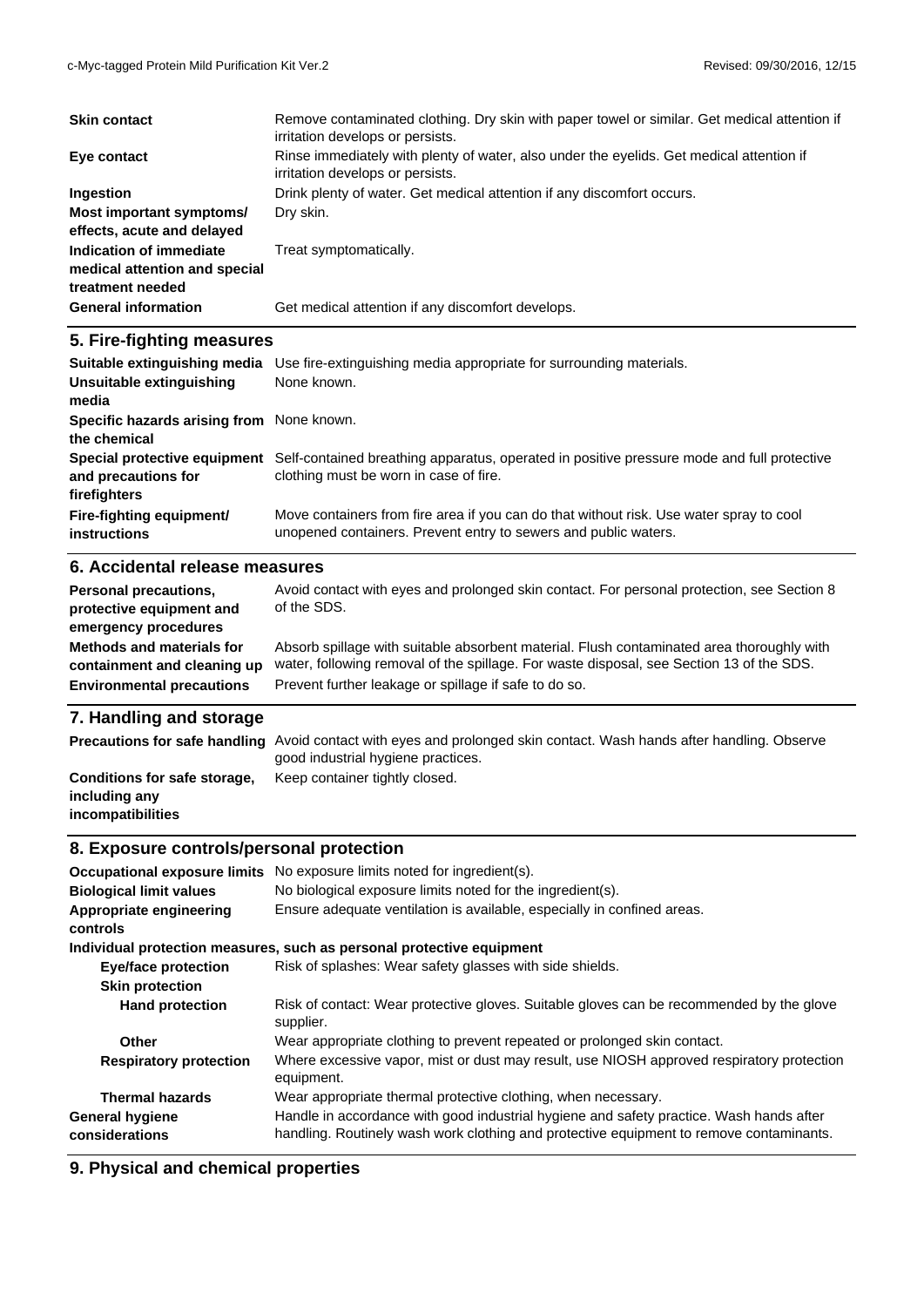| | |
|---|---|
| **Skin contact** | Remove contaminated clothing. Dry skin with paper towel or similar. Get medical attention if irritation develops or persists. |
| **Eye contact** | Rinse immediately with plenty of water, also under the eyelids. Get medical attention if irritation develops or persists. |
| **Ingestion** | Drink plenty of water. Get medical attention if any discomfort occurs. |
| **Most important symptoms/ effects, acute and delayed** | Dry skin. |
| **Indication of immediate medical attention and special treatment needed** | Treat symptomatically. |
| **General information** | Get medical attention if any discomfort develops. |

## 5. Fire-fighting measures

| | |
|---|---|
| **Suitable extinguishing media** | Use fire-extinguishing media appropriate for surrounding materials. |
| **Unsuitable extinguishing media** | None known. |
| **Specific hazards arising from the chemical** | None known. |
| **Special protective equipment and precautions for firefighters** | Self-contained breathing apparatus, operated in positive pressure mode and full protective clothing must be worn in case of fire. |
| **Fire-fighting equipment/ instructions** | Move containers from fire area if you can do that without risk. Use water spray to cool unopened containers. Prevent entry to sewers and public waters. |

## 6. Accidental release measures

| | |
|---|---|
| **Personal precautions, protective equipment and emergency procedures** | Avoid contact with eyes and prolonged skin contact. For personal protection, see Section 8 of the SDS. |
| **Methods and materials for containment and cleaning up** | Absorb spillage with suitable absorbent material. Flush contaminated area thoroughly with water, following removal of the spillage. For waste disposal, see Section 13 of the SDS. |
| **Environmental precautions** | Prevent further leakage or spillage if safe to do so. |

## 7. Handling and storage

| | |
|---|---|
| **Precautions for safe handling** | Avoid contact with eyes and prolonged skin contact. Wash hands after handling. Observe good industrial hygiene practices. |
| **Conditions for safe storage, including any incompatibilities** | Keep container tightly closed. |

## 8. Exposure controls/personal protection

| | |
|---|---|
| **Occupational exposure limits** | No exposure limits noted for ingredient(s). |
| **Biological limit values** | No biological exposure limits noted for the ingredient(s). |
| **Appropriate engineering controls** | Ensure adequate ventilation is available, especially in confined areas. |

**Individual protection measures, such as personal protective equipment**

| | |
|---|---|
| **Eye/face protection** | Risk of splashes: Wear safety glasses with side shields. |
| **Skin protection** | |
| **Hand protection** | Risk of contact: Wear protective gloves. Suitable gloves can be recommended by the glove supplier. |
| **Other** | Wear appropriate clothing to prevent repeated or prolonged skin contact. |
| **Respiratory protection** | Where excessive vapor, mist or dust may result, use NIOSH approved respiratory protection equipment. |
| **Thermal hazards** | Wear appropriate thermal protective clothing, when necessary. |
| **General hygiene considerations** | Handle in accordance with good industrial hygiene and safety practice. Wash hands after handling. Routinely wash work clothing and protective equipment to remove contaminants. |

## 9. Physical and chemical properties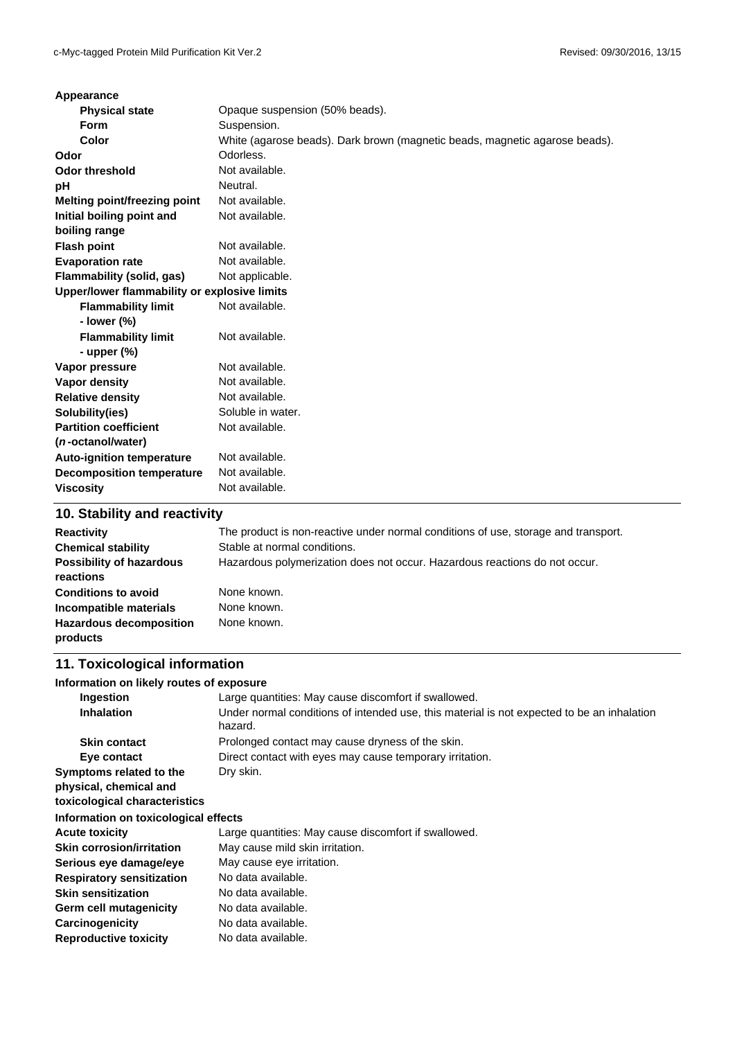| | |
|---|---|
| **Appearance** | |
| **Physical state** | Opaque suspension (50% beads). |
| **Form** | Suspension. |
| **Color** | White (agarose beads). Dark brown (magnetic beads, magnetic agarose beads). |
| **Odor** | Odorless. |
| **Odor threshold** | Not available. |
| **pH** | Neutral. |
| **Melting point/freezing point** | Not available. |
| **Initial boiling point and boiling range** | Not available. |
| **Flash point** | Not available. |
| **Evaporation rate** | Not available. |
| **Flammability (solid, gas)** | Not applicable. |
| **Upper/lower flammability or explosive limits** | |
| **Flammability limit - lower (%)** | Not available. |
| **Flammability limit - upper (%)** | Not available. |
| **Vapor pressure** | Not available. |
| **Vapor density** | Not available. |
| **Relative density** | Not available. |
| **Solubility(ies)** | Soluble in water. |
| **Partition coefficient (*n*-octanol/water)** | Not available. |
| **Auto-ignition temperature** | Not available. |
| **Decomposition temperature** | Not available. |
| **Viscosity** | Not available. |

## 10. Stability and reactivity

| | |
|---|---|
| **Reactivity** | The product is non-reactive under normal conditions of use, storage and transport. |
| **Chemical stability** | Stable at normal conditions. |
| **Possibility of hazardous reactions** | Hazardous polymerization does not occur. Hazardous reactions do not occur. |
| **Conditions to avoid** | None known. |
| **Incompatible materials** | None known. |
| **Hazardous decomposition products** | None known. |

## 11. Toxicological information

| | |
|---|---|
| **Information on likely routes of exposure** | |
| **Ingestion** | Large quantities: May cause discomfort if swallowed. |
| **Inhalation** | Under normal conditions of intended use, this material is not expected to be an inhalation hazard. |
| **Skin contact** | Prolonged contact may cause dryness of the skin. |
| **Eye contact** | Direct contact with eyes may cause temporary irritation. |
| **Symptoms related to the physical, chemical and toxicological characteristics** | Dry skin. |
| **Information on toxicological effects** | |
| **Acute toxicity** | Large quantities: May cause discomfort if swallowed. |
| **Skin corrosion/irritation** | May cause mild skin irritation. |
| **Serious eye damage/eye** | May cause eye irritation. |
| **Respiratory sensitization** | No data available. |
| **Skin sensitization** | No data available. |
| **Germ cell mutagenicity** | No data available. |
| **Carcinogenicity** | No data available. |
| **Reproductive toxicity** | No data available. |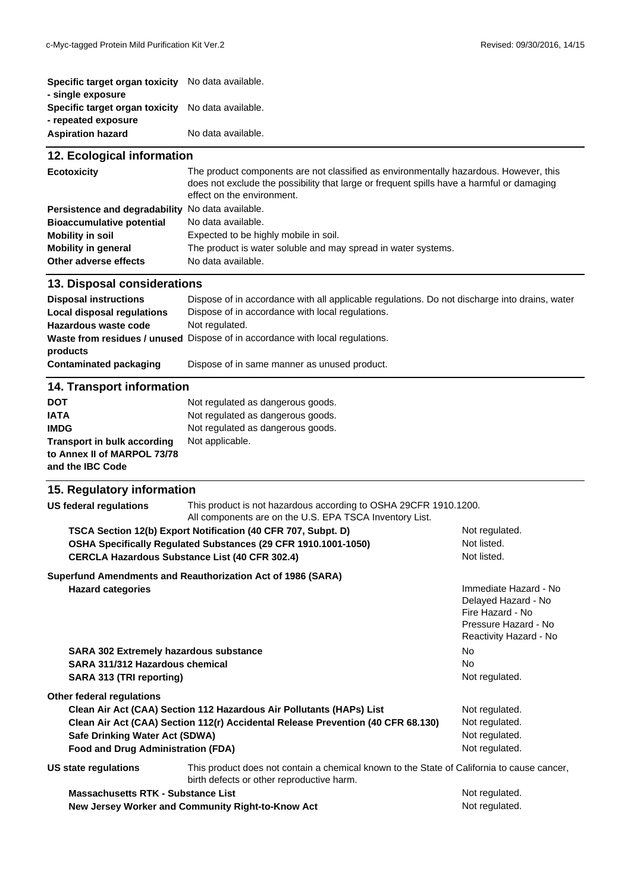| | |
|---|---|
| **Specific target organ toxicity - single exposure** | No data available. |
| **Specific target organ toxicity - repeated exposure** | No data available. |
| **Aspiration hazard** | No data available. |

## 12. Ecological information

| | |
|---|---|
| **Ecotoxicity** | The product components are not classified as environmentally hazardous. However, this does not exclude the possibility that large or frequent spills have a harmful or damaging effect on the environment. |
| **Persistence and degradability** | No data available. |
| **Bioaccumulative potential** | No data available. |
| **Mobility in soil** | Expected to be highly mobile in soil. |
| **Mobility in general** | The product is water soluble and may spread in water systems. |
| **Other adverse effects** | No data available. |

## 13. Disposal considerations

| | |
|---|---|
| **Disposal instructions** | Dispose of in accordance with all applicable regulations. Do not discharge into drains, water |
| **Local disposal regulations** | Dispose of in accordance with local regulations. |
| **Hazardous waste code** | Not regulated. |
| **Waste from residues / unused products** | Dispose of in accordance with local regulations. |
| **Contaminated packaging** | Dispose of in same manner as unused product. |

## 14. Transport information

| | |
|---|---|
| **DOT** | Not regulated as dangerous goods. |
| **IATA** | Not regulated as dangerous goods. |
| **IMDG** | Not regulated as dangerous goods. |
| **Transport in bulk according to Annex II of MARPOL 73/78 and the IBC Code** | Not applicable. |

## 15. Regulatory information

**US federal regulations** This product is not hazardous according to OSHA 29CFR 1910.1200. All components are on the U.S. EPA TSCA Inventory List.

| | |
|---|---|
| **TSCA Section 12(b) Export Notification (40 CFR 707, Subpt. D)** | Not regulated. |
| **OSHA Specifically Regulated Substances (29 CFR 1910.1001-1050)** | Not listed. |
| **CERCLA Hazardous Substance List (40 CFR 302.4)** | Not listed. |

**Superfund Amendments and Reauthorization Act of 1986 (SARA)**

| | |
|---|---|
| **Hazard categories** | Immediate Hazard - No<br>Delayed Hazard - No<br>Fire Hazard - No<br>Pressure Hazard - No<br>Reactivity Hazard - No |
| **SARA 302 Extremely hazardous substance** | No |
| **SARA 311/312 Hazardous chemical** | No |
| **SARA 313 (TRI reporting)** | Not regulated. |

**Other federal regulations**

| | |
|---|---|
| **Clean Air Act (CAA) Section 112 Hazardous Air Pollutants (HAPs) List** | Not regulated. |
| **Clean Air Act (CAA) Section 112(r) Accidental Release Prevention (40 CFR 68.130)** | Not regulated. |
| **Safe Drinking Water Act (SDWA)** | Not regulated. |
| **Food and Drug Administration (FDA)** | Not regulated. |

**US state regulations** This product does not contain a chemical known to the State of California to cause cancer, birth defects or other reproductive harm.

| | |
|---|---|
| **Massachusetts RTK - Substance List** | Not regulated. |
| **New Jersey Worker and Community Right-to-Know Act** | Not regulated. |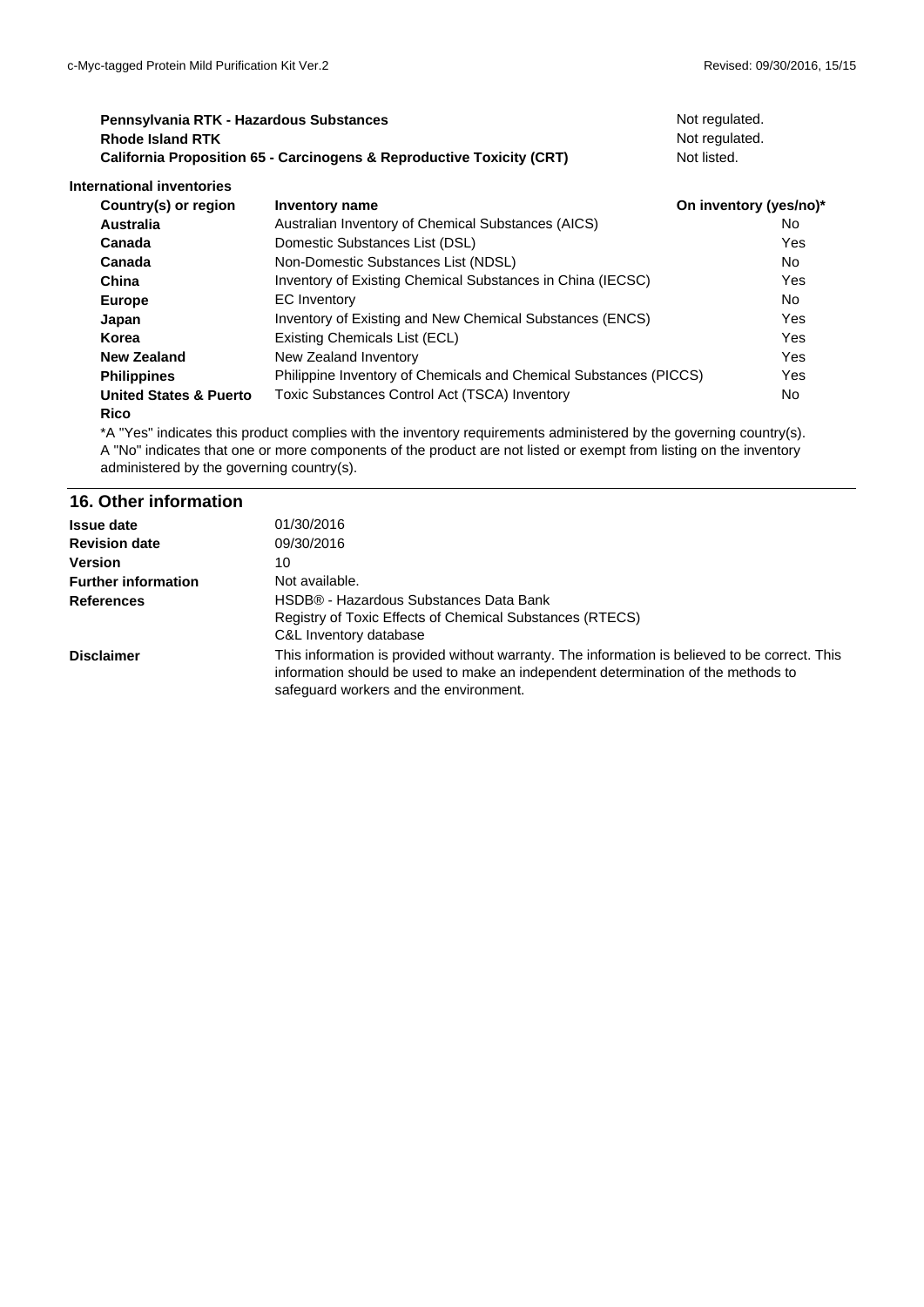| | |
|---|---|
| **Pennsylvania RTK - Hazardous Substances** | Not regulated. |
| **Rhode Island RTK** | Not regulated. |
| **California Proposition 65 - Carcinogens & Reproductive Toxicity (CRT)** | Not listed. |

**International inventories**

| Country(s) or region | Inventory name | On inventory (yes/no)* |
|---|---|---|
| **Australia** | Australian Inventory of Chemical Substances (AICS) | No |
| **Canada** | Domestic Substances List (DSL) | Yes |
| **Canada** | Non-Domestic Substances List (NDSL) | No |
| **China** | Inventory of Existing Chemical Substances in China (IECSC) | Yes |
| **Europe** | EC Inventory | No |
| **Japan** | Inventory of Existing and New Chemical Substances (ENCS) | Yes |
| **Korea** | Existing Chemicals List (ECL) | Yes |
| **New Zealand** | New Zealand Inventory | Yes |
| **Philippines** | Philippine Inventory of Chemicals and Chemical Substances (PICCS) | Yes |
| **United States & Puerto Rico** | Toxic Substances Control Act (TSCA) Inventory | No |

*A "Yes" indicates this product complies with the inventory requirements administered by the governing country(s).
A "No" indicates that one or more components of the product are not listed or exempt from listing on the inventory administered by the governing country(s).

## 16. Other information

| | |
|---|---|
| **Issue date** | 01/30/2016 |
| **Revision date** | 09/30/2016 |
| **Version** | 10 |
| **Further information** | Not available. |
| **References** | HSDB® - Hazardous Substances Data Bank<br>Registry of Toxic Effects of Chemical Substances (RTECS)<br>C&L Inventory database |
| **Disclaimer** | This information is provided without warranty. The information is believed to be correct. This information should be used to make an independent determination of the methods to safeguard workers and the environment. |